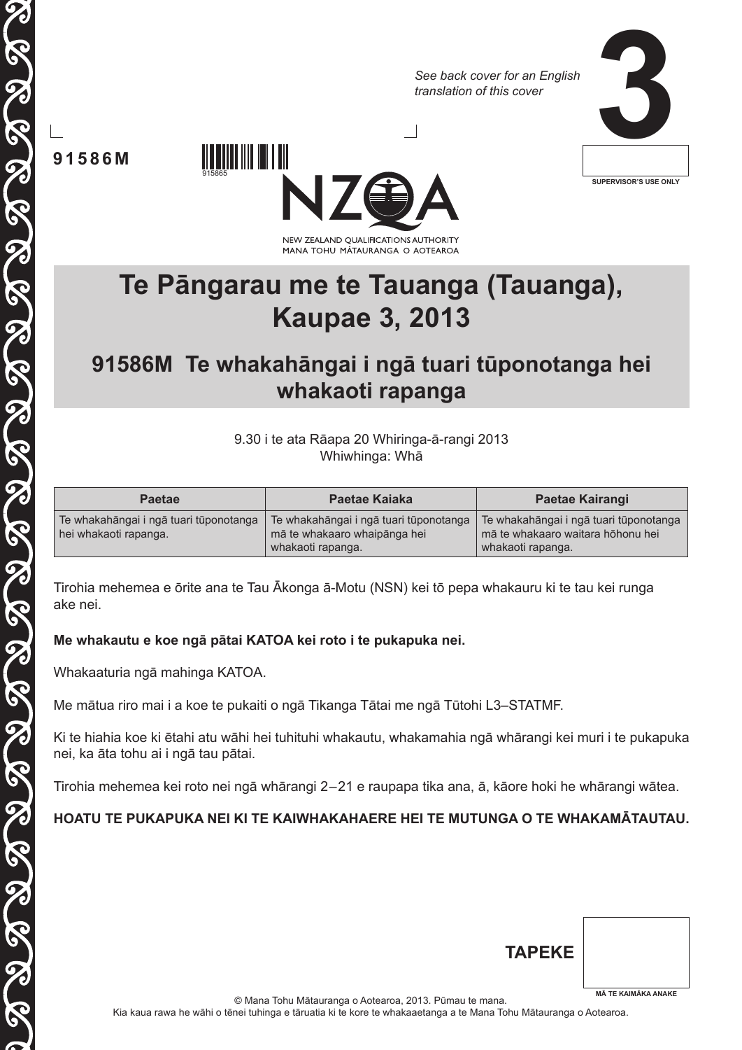*See back cover for an English translation of this cover*

# 3

SUPERVISOR'S USE ONLY

91586M

915865

NEW ZEALAND QUALIFICATIONS AUTHORITY
MANA TOHU MĀTAURANGA O AOTEAROA

# Te Pāngarau me te Tauanga (Tauanga), Kaupae 3, 2013

## 91586M Te whakahāngai i ngā tuari tūponotanga hei whakaoti rapanga

9.30 i te ata Rāapa 20 Whiringa-ā-rangi 2013
Whiwhinga: Whā

| Paetae | Paetae Kaiaka | Paetae Kairangi |
|---|---|---|
| Te whakahāngai i ngā tuari tūponotanga hei whakaoti rapanga. | Te whakahāngai i ngā tuari tūponotanga mā te whakaaro whaipānga hei whakaoti rapanga. | Te whakahāngai i ngā tuari tūponotanga mā te whakaaro waitara hōhonu hei whakaoti rapanga. |

Tirohia mehemea e ōrite ana te Tau Ākonga ā-Motu (NSN) kei tō pepa whakauru ki te tau kei runga ake nei.

**Me whakautu e koe ngā pātai KATOA kei roto i te pukapuka nei.**

Whakaaturia ngā mahinga KATOA.

Me mātua riro mai i a koe te pukaiti o ngā Tikanga Tātai me ngā Tūtohi L3–STATMF.

Ki te hiahia koe ki ētahi atu wāhi hei tuhituhi whakautu, whakamahia ngā whārangi kei muri i te pukapuka nei, ka āta tohu ai i ngā tau pātai.

Tirohia mehemea kei roto nei ngā whārangi 2–21 e raupapa tika ana, ā, kāore hoki he whārangi wātea.

**HOATU TE PUKAPUKA NEI KI TE KAIWHAKAHAERE HEI TE MUTUNGA O TE WHAKAMĀTAUTAU.**

**TAPEKE**

MĀ TE KAIMĀKA ANAKE

© Mana Tohu Mātauranga o Aotearoa, 2013. Pūmau te mana.
Kia kaua rawa he wāhi o tēnei tuhinga e tāruatia ki te kore te whakaaetanga a te Mana Tohu Mātauranga o Aotearoa.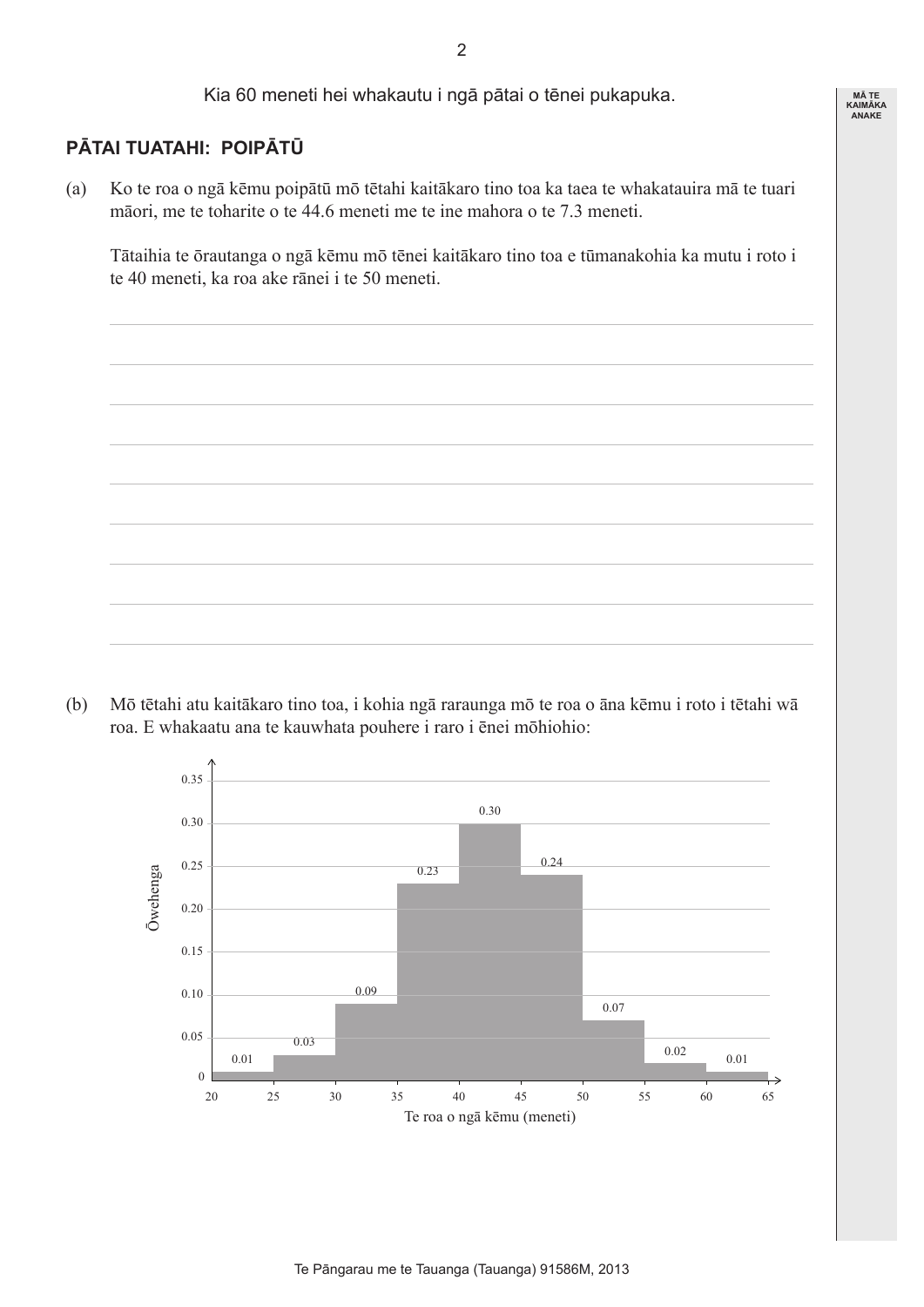Kia 60 meneti hei whakautu i ngā pātai o tēnei pukapuka.

## PĀTAI TUATAHI: POIPĀTŪ

(a) Ko te roa o ngā kēmu poipātū mō tētahi kaitākaro tino toa ka taea te whakatauira mā te tuari māori, me te toharite o te 44.6 meneti me te ine mahora o te 7.3 meneti.

Tātaihia te ōrautanga o ngā kēmu mō tēnei kaitākaro tino toa e tūmanakohia ka mutu i roto i te 40 meneti, ka roa ake rānei i te 50 meneti.

(b) Mō tētahi atu kaitākaro tino toa, i kohia ngā raraunga mō te roa o āna kēmu i roto i tētahi wā roa. E whakaatu ana te kauwhata pouhere i raro i ēnei mōhiohio:

| Te roa o ngā kēmu (meneti) | Ōwehenga |
|---|---|
| 20–25 | 0.01 |
| 25–30 | 0.03 |
| 30–35 | 0.09 |
| 35–40 | 0.23 |
| 40–45 | 0.30 |
| 45–50 | 0.24 |
| 50–55 | 0.07 |
| 55–60 | 0.02 |
| 60–65 | 0.01 |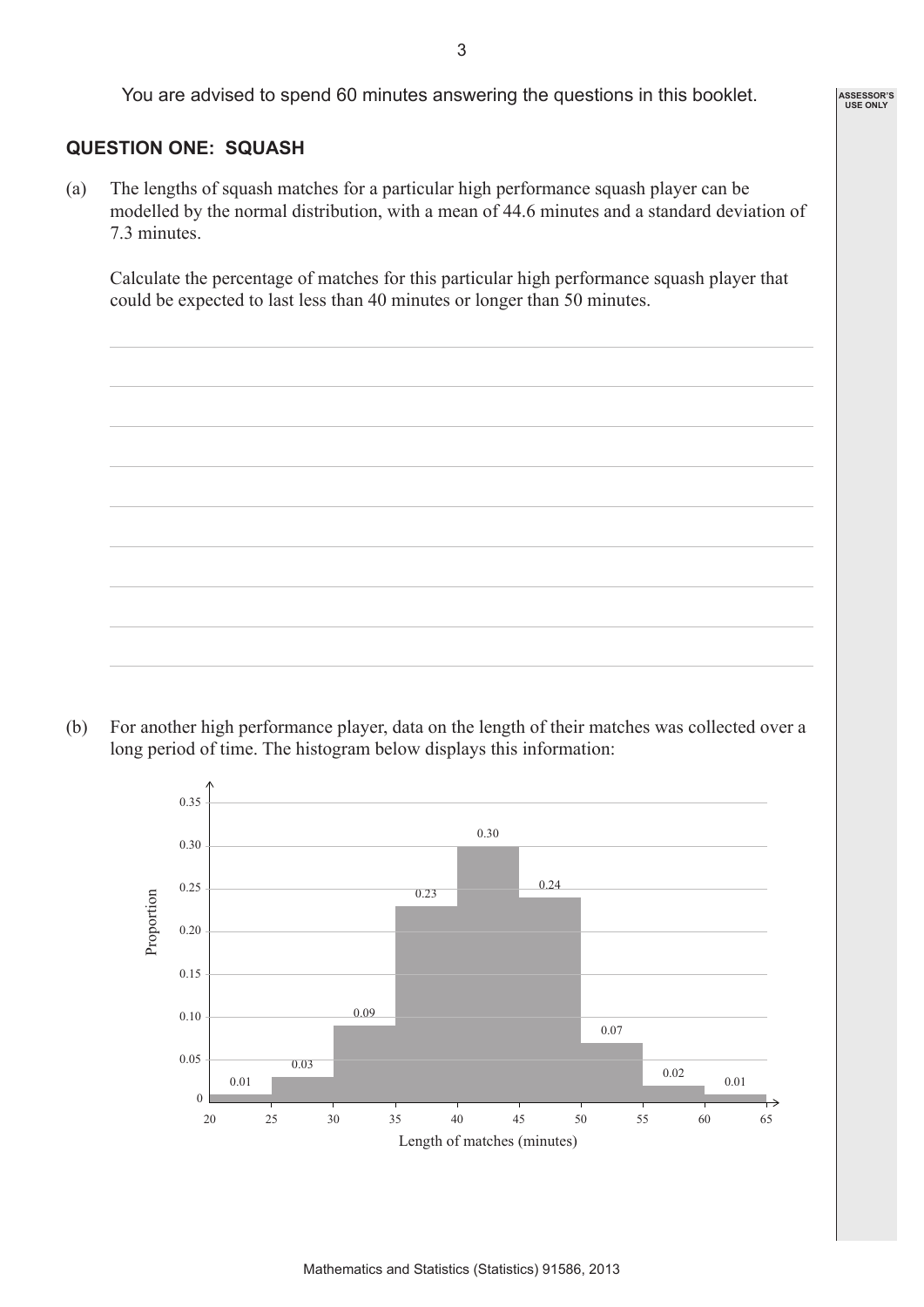You are advised to spend 60 minutes answering the questions in this booklet.

## QUESTION ONE: SQUASH

(a) The lengths of squash matches for a particular high performance squash player can be modelled by the normal distribution, with a mean of 44.6 minutes and a standard deviation of 7.3 minutes.

Calculate the percentage of matches for this particular high performance squash player that could be expected to last less than 40 minutes or longer than 50 minutes.

(b) For another high performance player, data on the length of their matches was collected over a long period of time. The histogram below displays this information:

| Length of matches (minutes) | Proportion |
|---|---|
| 20–25 | 0.01 |
| 25–30 | 0.03 |
| 30–35 | 0.09 |
| 35–40 | 0.23 |
| 40–45 | 0.30 |
| 45–50 | 0.24 |
| 50–55 | 0.07 |
| 55–60 | 0.02 |
| 60–65 | 0.01 |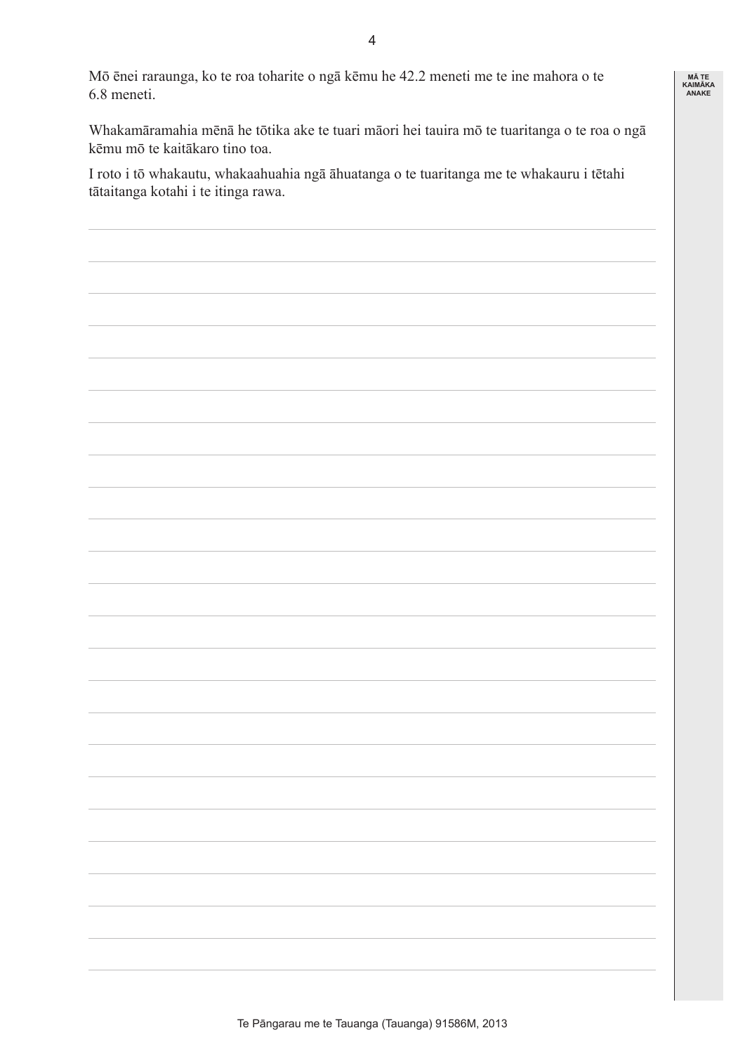Mō ēnei raraunga, ko te roa toharite o ngā kēmu he 42.2 meneti me te ine mahora o te 6.8 meneti.

Whakamāramahia mēnā he tōtika ake te tuari māori hei tauira mō te tuaritanga o te roa o ngā kēmu mō te kaitākaro tino toa.

I roto i tō whakautu, whakaahuahia ngā āhuatanga o te tuaritanga me te whakauru i tētahi tātaitanga kotahi i te itinga rawa.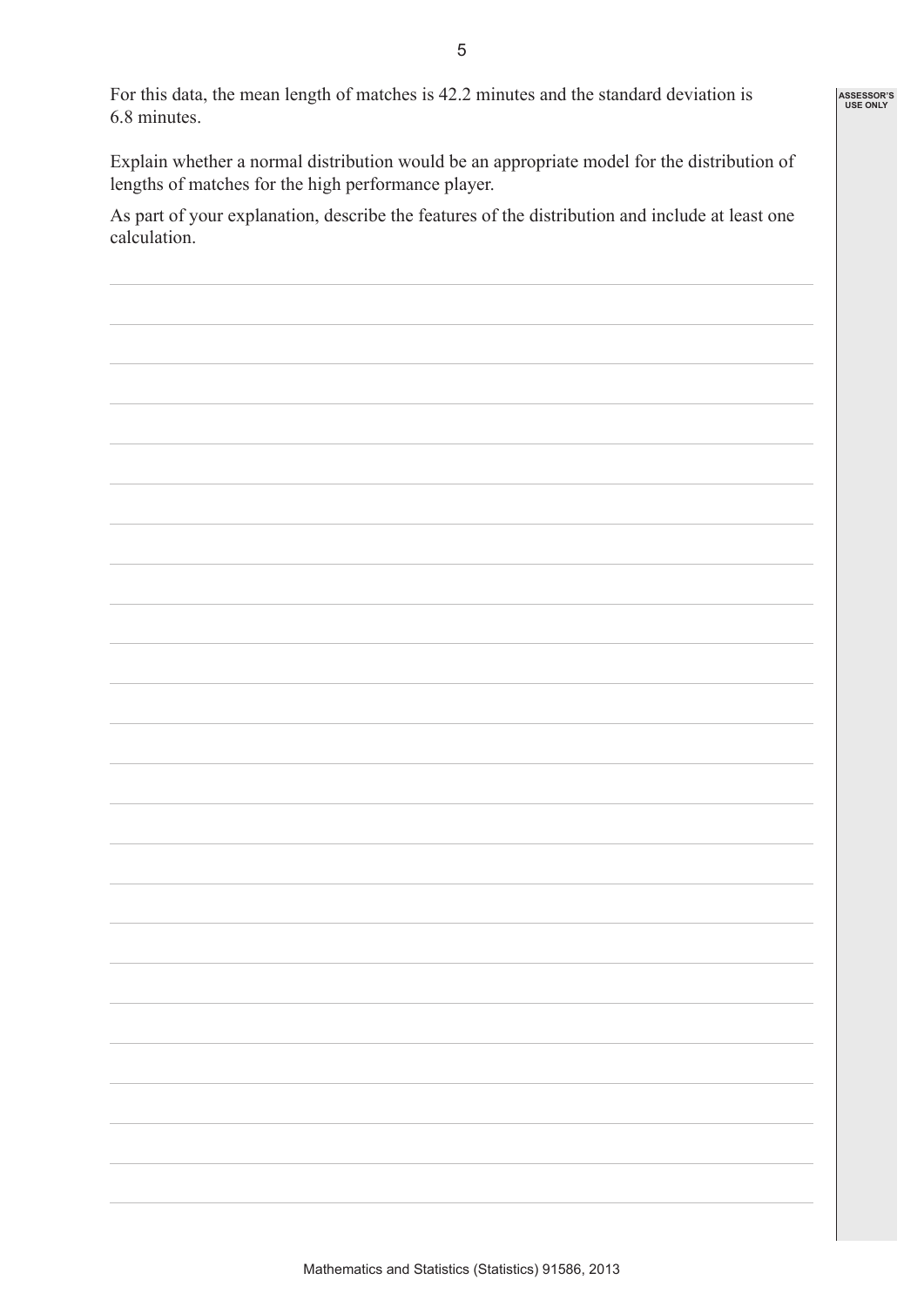For this data, the mean length of matches is 42.2 minutes and the standard deviation is 6.8 minutes.

Explain whether a normal distribution would be an appropriate model for the distribution of lengths of matches for the high performance player.

As part of your explanation, describe the features of the distribution and include at least one calculation.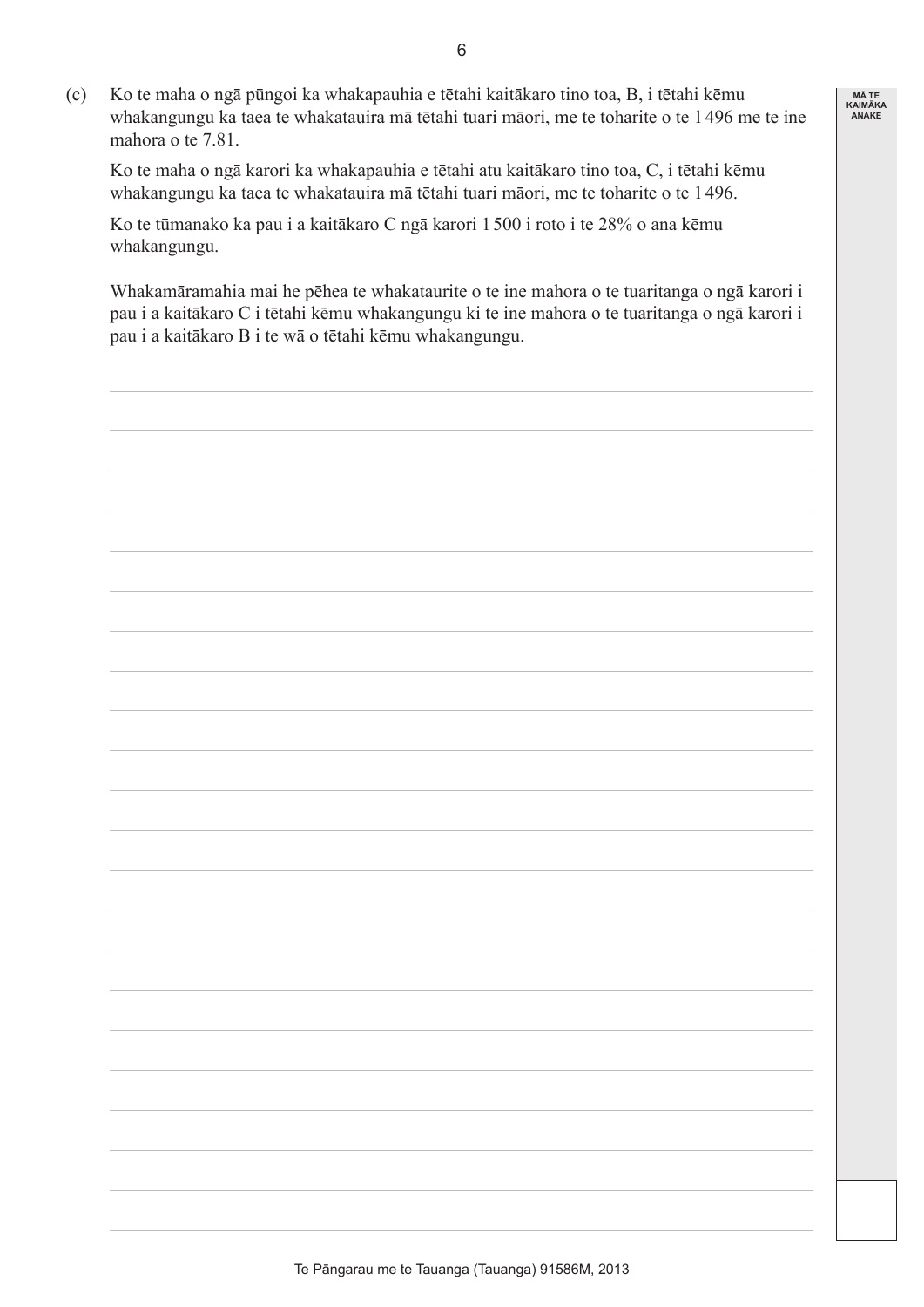(c) Ko te maha o ngā pūngoi ka whakapauhia e tētahi kaitākaro tino toa, B, i tētahi kēmu whakangungu ka taea te whakatauira mā tētahi tuari māori, me te toharite o te 1496 me te ine mahora o te 7.81.

Ko te maha o ngā karori ka whakapauhia e tētahi atu kaitākaro tino toa, C, i tētahi kēmu whakangungu ka taea te whakatauira mā tētahi tuari māori, me te toharite o te 1496.

Ko te tūmanako ka pau i a kaitākaro C ngā karori 1500 i roto i te 28% o ana kēmu whakangungu.

Whakamāramahia mai he pēhea te whakataurite o te ine mahora o te tuaritanga o ngā karori i pau i a kaitākaro C i tētahi kēmu whakangungu ki te ine mahora o te tuaritanga o ngā karori i pau i a kaitākaro B i te wā o tētahi kēmu whakangungu.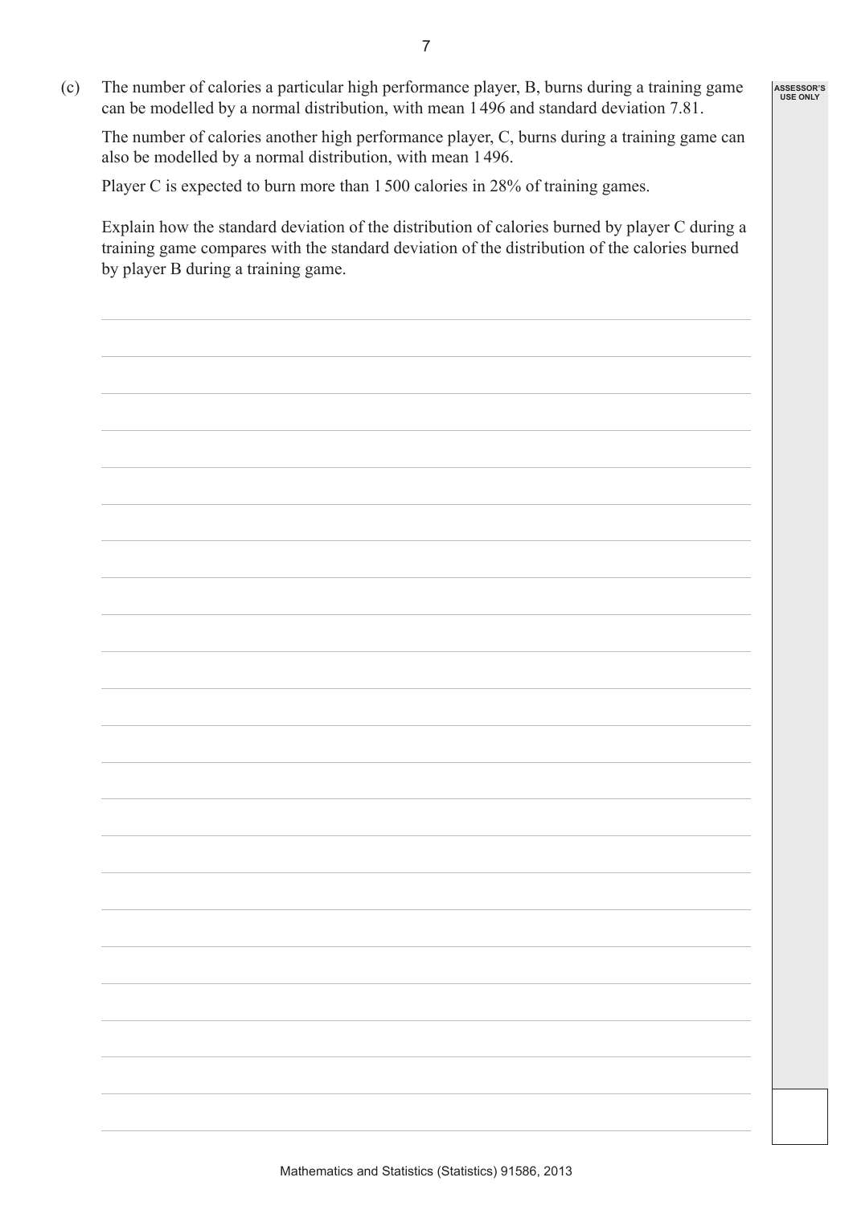(c) The number of calories a particular high performance player, B, burns during a training game can be modelled by a normal distribution, with mean 1 496 and standard deviation 7.81.

The number of calories another high performance player, C, burns during a training game can also be modelled by a normal distribution, with mean 1 496.

Player C is expected to burn more than 1 500 calories in 28% of training games.

Explain how the standard deviation of the distribution of calories burned by player C during a training game compares with the standard deviation of the distribution of the calories burned by player B during a training game.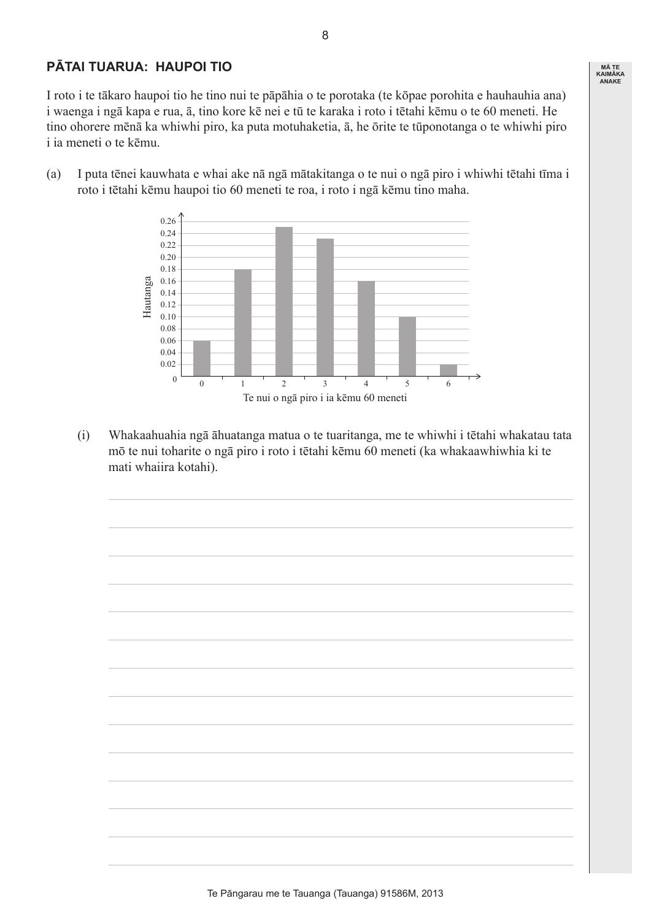## PĀTAI TUARUA: HAUPOI TIO

I roto i te tākaro haupoi tio he tino nui te pāpāhia o te porotaka (te kōpae porohita e hauhauhia ana) i waenga i ngā kapa e rua, ā, tino kore kē nei e tū te karaka i roto i tētahi kēmu o te 60 meneti. He tino ohorere mēnā ka whiwhi piro, ka puta motuhaketia, ā, he ōrite te tūponotanga o te whiwhi piro i ia meneti o te kēmu.

(a) I puta tēnei kauwhata e whai ake nā ngā mātakitanga o te nui o ngā piro i whiwhi tētahi tīma i roto i tētahi kēmu haupoi tio 60 meneti te roa, i roto i ngā kēmu tino maha.

| Te nui o ngā piro i ia kēmu 60 meneti | Hautanga |
|---|---|
| 0 | 0.06 |
| 1 | 0.18 |
| 2 | 0.25 |
| 3 | 0.23 |
| 4 | 0.16 |
| 5 | 0.10 |
| 6 | 0.02 |

(i) Whakaahuahia ngā āhuatanga matua o te tuaritanga, me te whiwhi i tētahi whakatau tata mō te nui toharite o ngā piro i roto i tētahi kēmu 60 meneti (ka whakaawhiwhia ki te mati whaiira kotahi).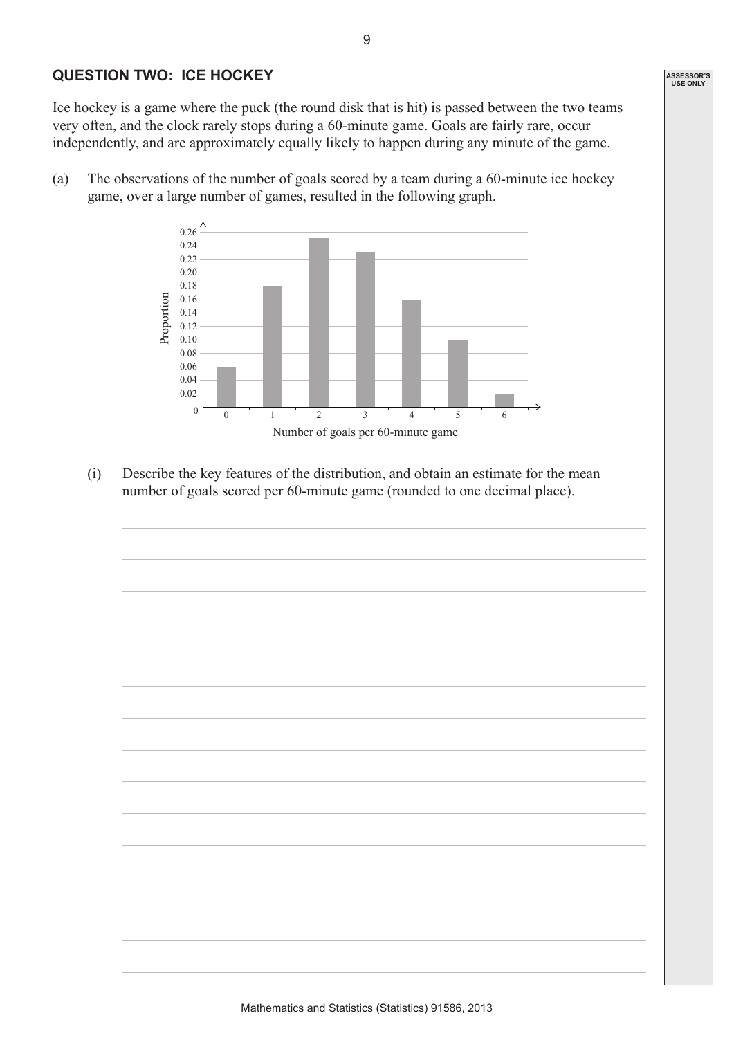## QUESTION TWO: ICE HOCKEY

Ice hockey is a game where the puck (the round disk that is hit) is passed between the two teams very often, and the clock rarely stops during a 60-minute game. Goals are fairly rare, occur independently, and are approximately equally likely to happen during any minute of the game.

(a) The observations of the number of goals scored by a team during a 60-minute ice hockey game, over a large number of games, resulted in the following graph.

| Number of goals per 60-minute game | 0 | 1 | 2 | 3 | 4 | 5 | 6 |
|---|---|---|---|---|---|---|---|
| Proportion | 0.06 | 0.18 | 0.25 | 0.23 | 0.16 | 0.10 | 0.02 |

(i) Describe the key features of the distribution, and obtain an estimate for the mean number of goals scored per 60-minute game (rounded to one decimal place).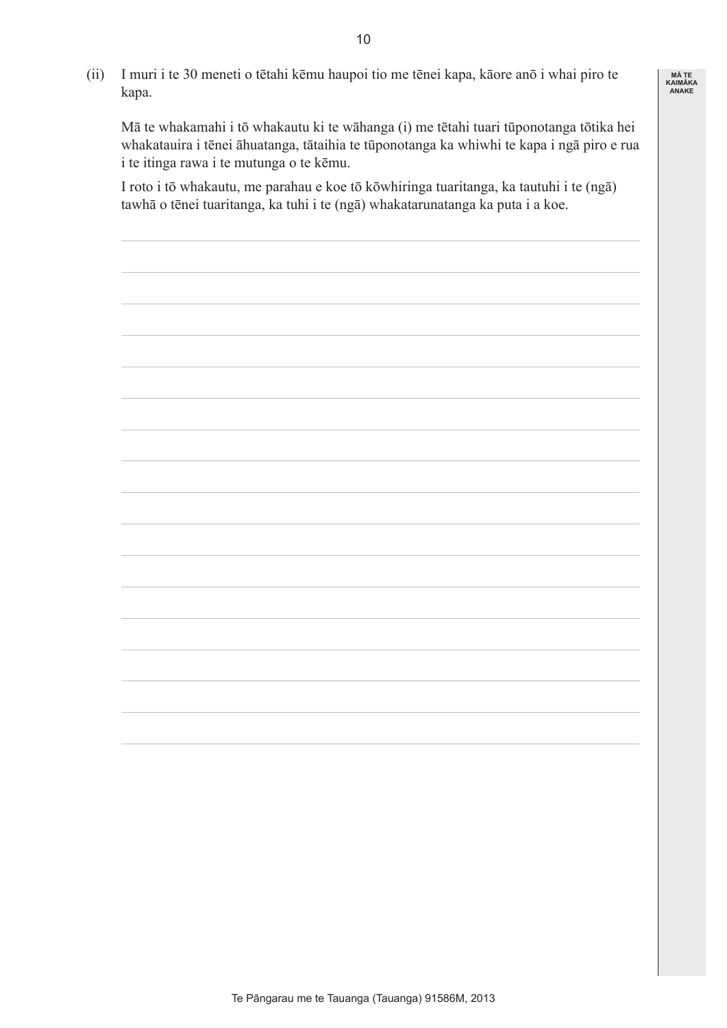(ii) I muri i te 30 meneti o tētahi kēmu haupoi tio me tēnei kapa, kāore anō i whai piro te kapa.

Mā te whakamahi i tō whakautu ki te wāhanga (i) me tētahi tuari tūponotanga tōtika hei whakatauira i tēnei āhuatanga, tātaihia te tūponotanga ka whiwhi te kapa i ngā piro e rua i te itinga rawa i te mutunga o te kēmu.

I roto i tō whakautu, me parahau e koe tō kōwhiringa tuaritanga, ka tautuhi i te (ngā) tawhā o tēnei tuaritanga, ka tuhi i te (ngā) whakatarunatanga ka puta i a koe.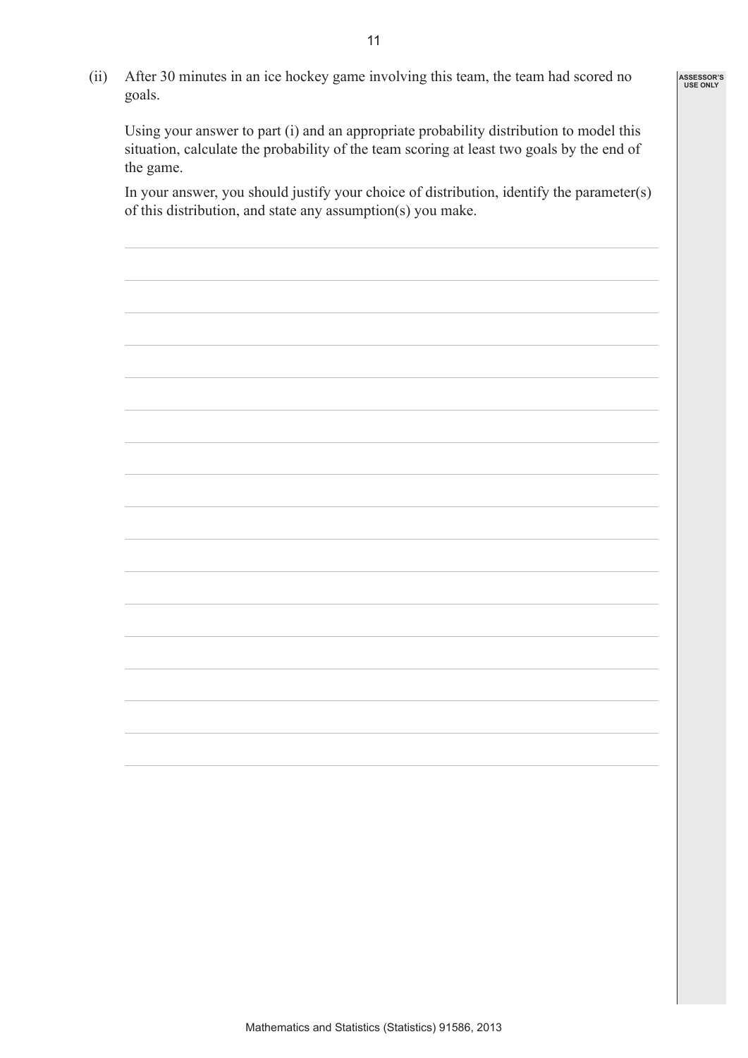(ii) After 30 minutes in an ice hockey game involving this team, the team had scored no goals.

Using your answer to part (i) and an appropriate probability distribution to model this situation, calculate the probability of the team scoring at least two goals by the end of the game.

In your answer, you should justify your choice of distribution, identify the parameter(s) of this distribution, and state any assumption(s) you make.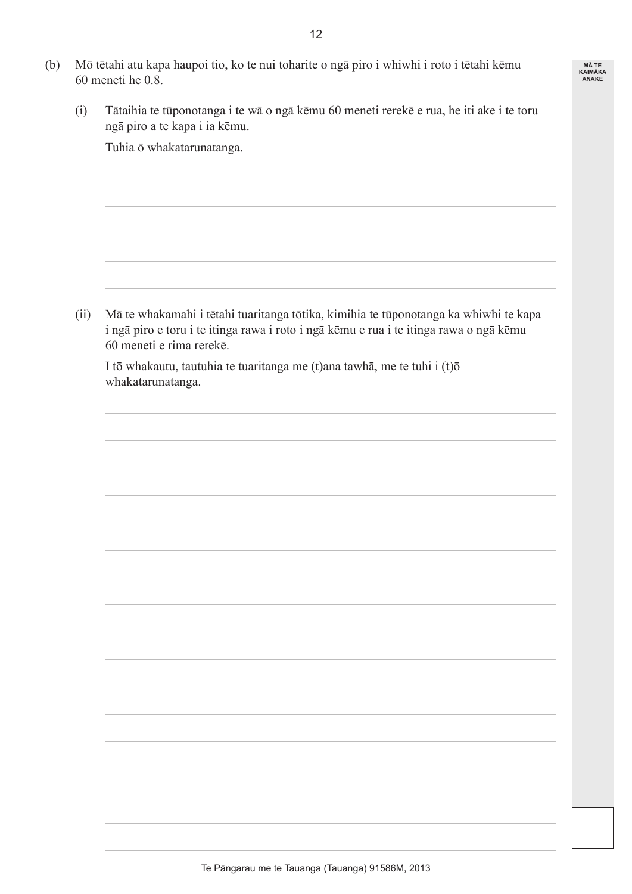(b) Mō tētahi atu kapa haupoi tio, ko te nui toharite o ngā piro i whiwhi i roto i tētahi kēmu 60 meneti he 0.8.

(i) Tātaihia te tūponotanga i te wā o ngā kēmu 60 meneti rerekē e rua, he iti ake i te toru ngā piro a te kapa i ia kēmu.

Tuhia ō whakatarunatanga.

(ii) Mā te whakamahi i tētahi tuaritanga tōtika, kimihia te tūponotanga ka whiwhi te kapa i ngā piro e toru i te itinga rawa i roto i ngā kēmu e rua i te itinga rawa o ngā kēmu 60 meneti e rima rerekē.

I tō whakautu, tautuhia te tuaritanga me (t)ana tawhā, me te tuhi i (t)ō whakatarunatanga.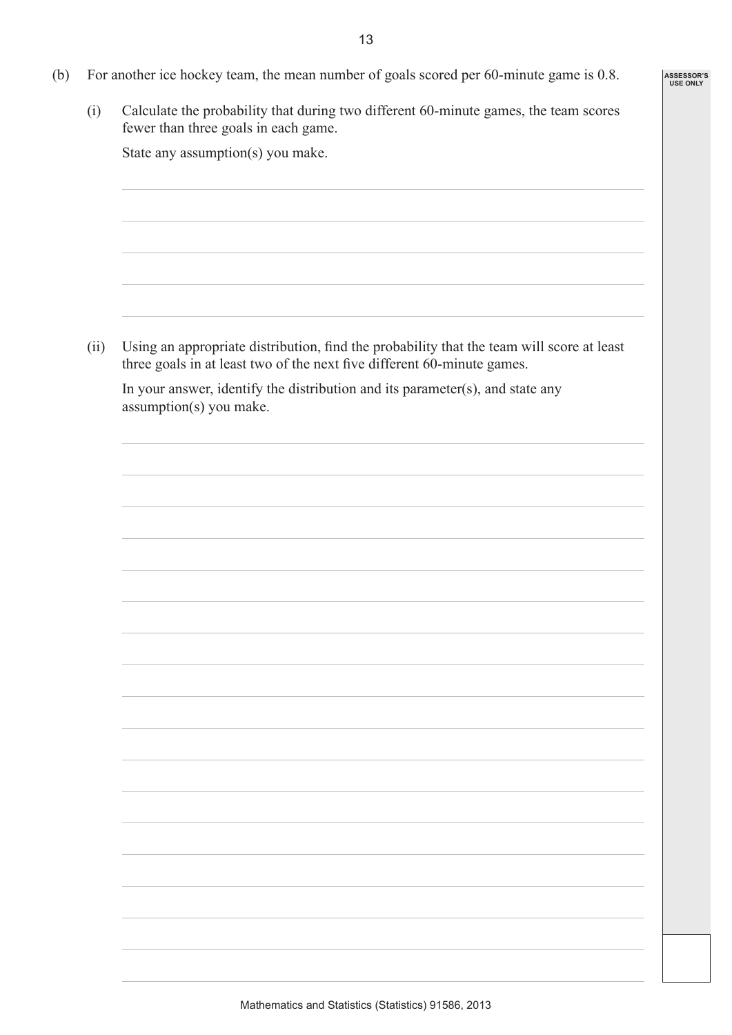(b) For another ice hockey team, the mean number of goals scored per 60-minute game is 0.8.

(i) Calculate the probability that during two different 60-minute games, the team scores fewer than three goals in each game.

State any assumption(s) you make.

(ii) Using an appropriate distribution, find the probability that the team will score at least three goals in at least two of the next five different 60-minute games.

In your answer, identify the distribution and its parameter(s), and state any assumption(s) you make.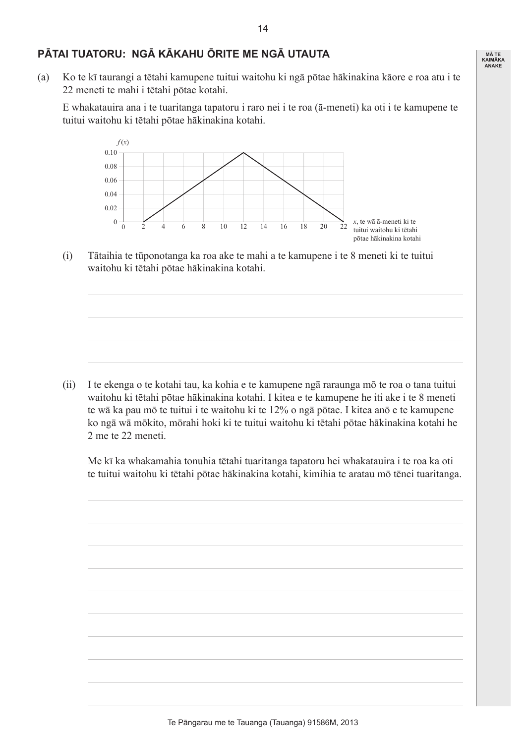## PĀTAI TUATORU: NGĀ KĀKAHU ŌRITE ME NGĀ UTAUTA

(a) Ko te kī taurangi a tētahi kamupene tuitui waitohu ki ngā pōtae hākinakina kāore e roa atu i te 22 meneti te mahi i tētahi pōtae kotahi.

E whakatauira ana i te tuaritanga tapatoru i raro nei i te roa (ā-meneti) ka oti i te kamupene te tuitui waitohu ki tētahi pōtae hākinakina kotahi.

$f(x)$

$x$, te wā ā-meneti ki te tuitui waitohu ki tētahi pōtae hākinakina kotahi

(i) Tātaihia te tūponotanga ka roa ake te mahi a te kamupene i te 8 meneti ki te tuitui waitohu ki tētahi pōtae hākinakina kotahi.

(ii) I te ekenga o te kotahi tau, ka kohia e te kamupene ngā raraunga mō te roa o tana tuitui waitohu ki tētahi pōtae hākinakina kotahi. I kitea e te kamupene he iti ake i te 8 meneti te wā ka pau mō te tuitui i te waitohu ki te 12% o ngā pōtae. I kitea anō e te kamupene ko ngā wā mōkito, mōrahi hoki ki te tuitui waitohu ki tētahi pōtae hākinakina kotahi he 2 me te 22 meneti.

Me kī ka whakamahia tonuhia tētahi tuaritanga tapatoru hei whakatauira i te roa ka oti te tuitui waitohu ki tētahi pōtae hākinakina kotahi, kimihia te aratau mō tēnei tuaritanga.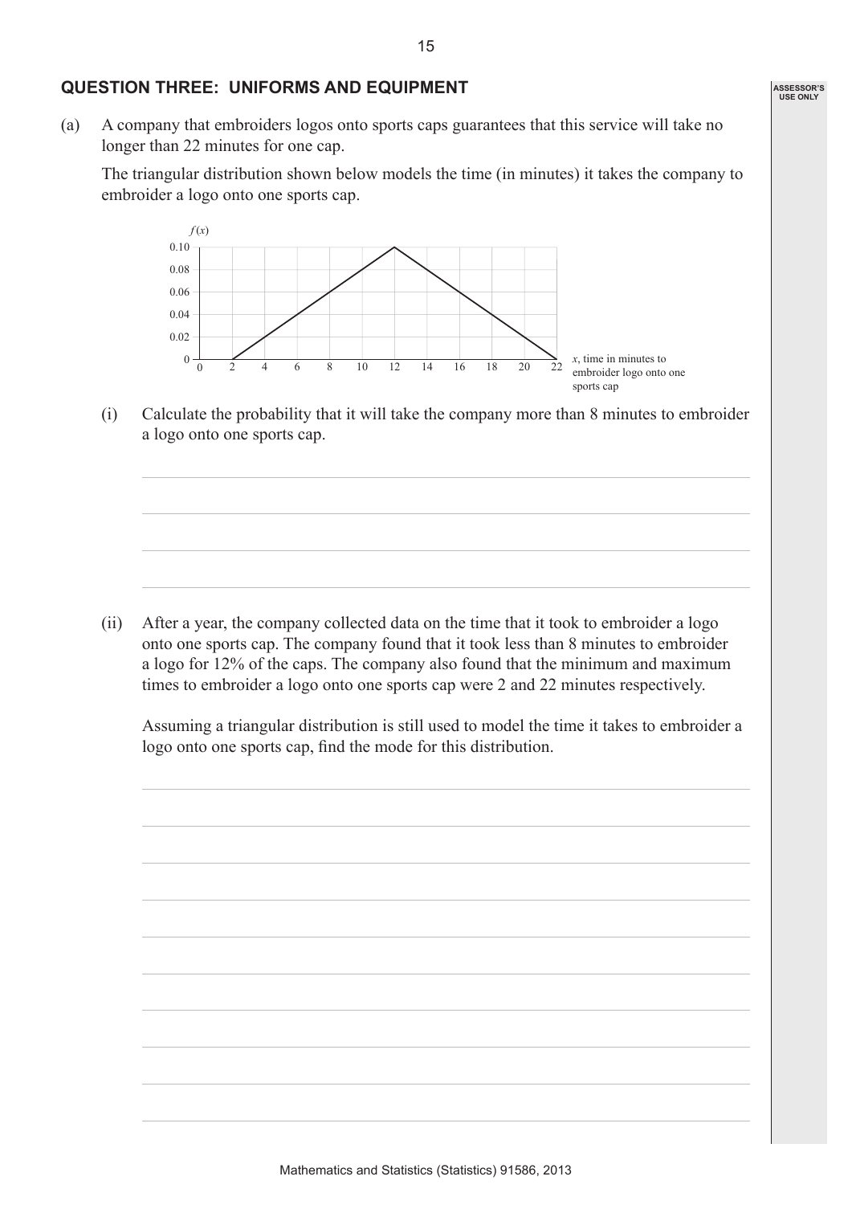## QUESTION THREE: UNIFORMS AND EQUIPMENT

(a) A company that embroiders logos onto sports caps guarantees that this service will take no longer than 22 minutes for one cap.

The triangular distribution shown below models the time (in minutes) it takes the company to embroider a logo onto one sports cap.

(i) Calculate the probability that it will take the company more than 8 minutes to embroider a logo onto one sports cap.

(ii) After a year, the company collected data on the time that it took to embroider a logo onto one sports cap. The company found that it took less than 8 minutes to embroider a logo for 12% of the caps. The company also found that the minimum and maximum times to embroider a logo onto one sports cap were 2 and 22 minutes respectively.

Assuming a triangular distribution is still used to model the time it takes to embroider a logo onto one sports cap, find the mode for this distribution.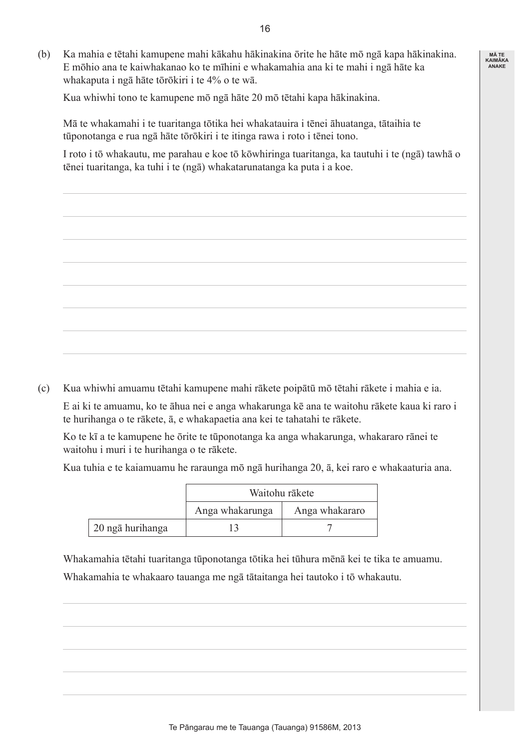(b) Ka mahia e tētahi kamupene mahi kākahu hākinakina ōrite he hāte mō ngā kapa hākinakina. E mōhio ana te kaiwhakanao ko te mīhini e whakamahia ana ki te mahi i ngā hāte ka whakaputa i ngā hāte tōrōkiri i te 4% o te wā.

Kua whiwhi tono te kamupene mō ngā hāte 20 mō tētahi kapa hākinakina.

Mā te whakamahi i te tuaritanga tōtika hei whakatauira i tēnei āhuatanga, tātaihia te tūponotanga e rua ngā hāte tōrōkiri i te itinga rawa i roto i tēnei tono.

I roto i tō whakautu, me parahau e koe tō kōwhiringa tuaritanga, ka tautuhi i te (ngā) tawhā o tēnei tuaritanga, ka tuhi i te (ngā) whakatarunatanga ka puta i a koe.

(c) Kua whiwhi amuamu tētahi kamupene mahi rākete poipātū mō tētahi rākete i mahia e ia.

E ai ki te amuamu, ko te āhua nei e anga whakarunga kē ana te waitohu rākete kaua ki raro i te hurihanga o te rākete, ā, e whakapaetia ana kei te tahatahi te rākete.

Ko te kī a te kamupene he ōrite te tūponotanga ka anga whakarunga, whakararo rānei te waitohu i muri i te hurihanga o te rākete.

Kua tuhia e te kaiamuamu he raraunga mō ngā hurihanga 20, ā, kei raro e whakaaturia ana.

| | Waitohu rākete | |
|---|---|---|
| | Anga whakarunga | Anga whakararo |
| 20 ngā hurihanga | 13 | 7 |

Whakamahia tētahi tuaritanga tūponotanga tōtika hei tūhura mēnā kei te tika te amuamu.

Whakamahia te whakaaro tauanga me ngā tātaitanga hei tautoko i tō whakautu.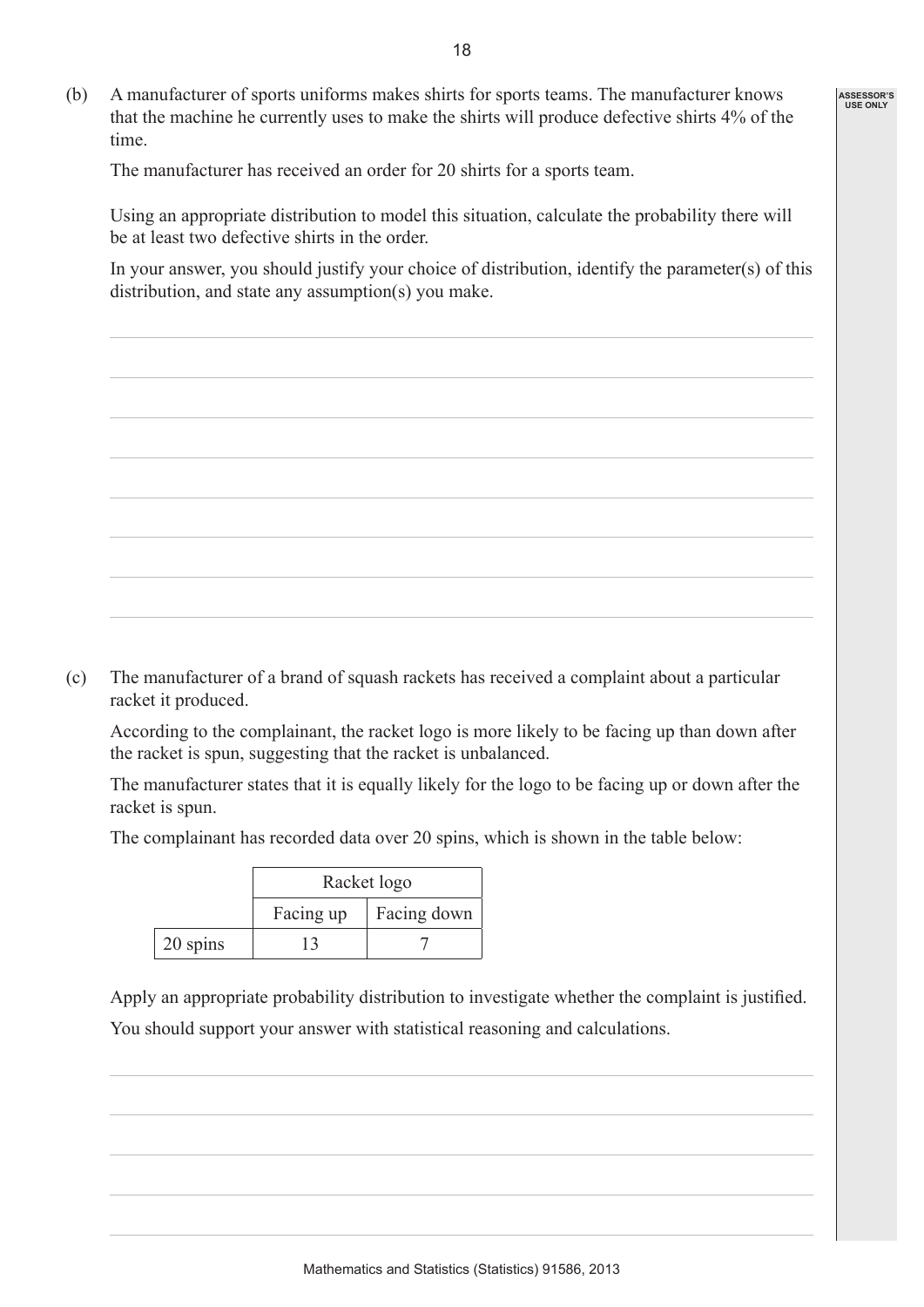(b) A manufacturer of sports uniforms makes shirts for sports teams. The manufacturer knows that the machine he currently uses to make the shirts will produce defective shirts 4% of the time.

The manufacturer has received an order for 20 shirts for a sports team.

Using an appropriate distribution to model this situation, calculate the probability there will be at least two defective shirts in the order.

In your answer, you should justify your choice of distribution, identify the parameter(s) of this distribution, and state any assumption(s) you make.

(c) The manufacturer of a brand of squash rackets has received a complaint about a particular racket it produced.

According to the complainant, the racket logo is more likely to be facing up than down after the racket is spun, suggesting that the racket is unbalanced.

The manufacturer states that it is equally likely for the logo to be facing up or down after the racket is spun.

The complainant has recorded data over 20 spins, which is shown in the table below:

| | Racket logo | |
|---|---|---|
| | Facing up | Facing down |
| 20 spins | 13 | 7 |

Apply an appropriate probability distribution to investigate whether the complaint is justified.

You should support your answer with statistical reasoning and calculations.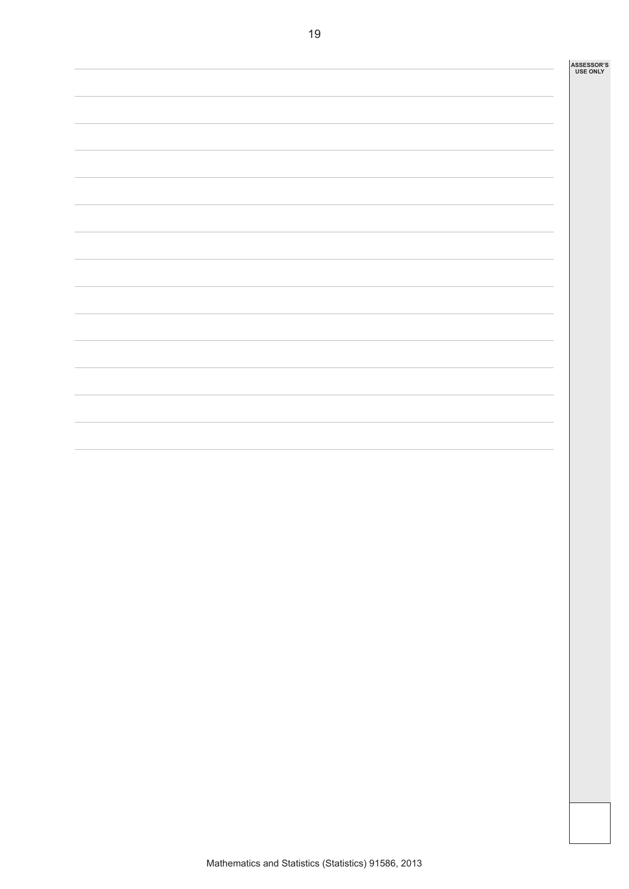ASSESSOR'S USE ONLY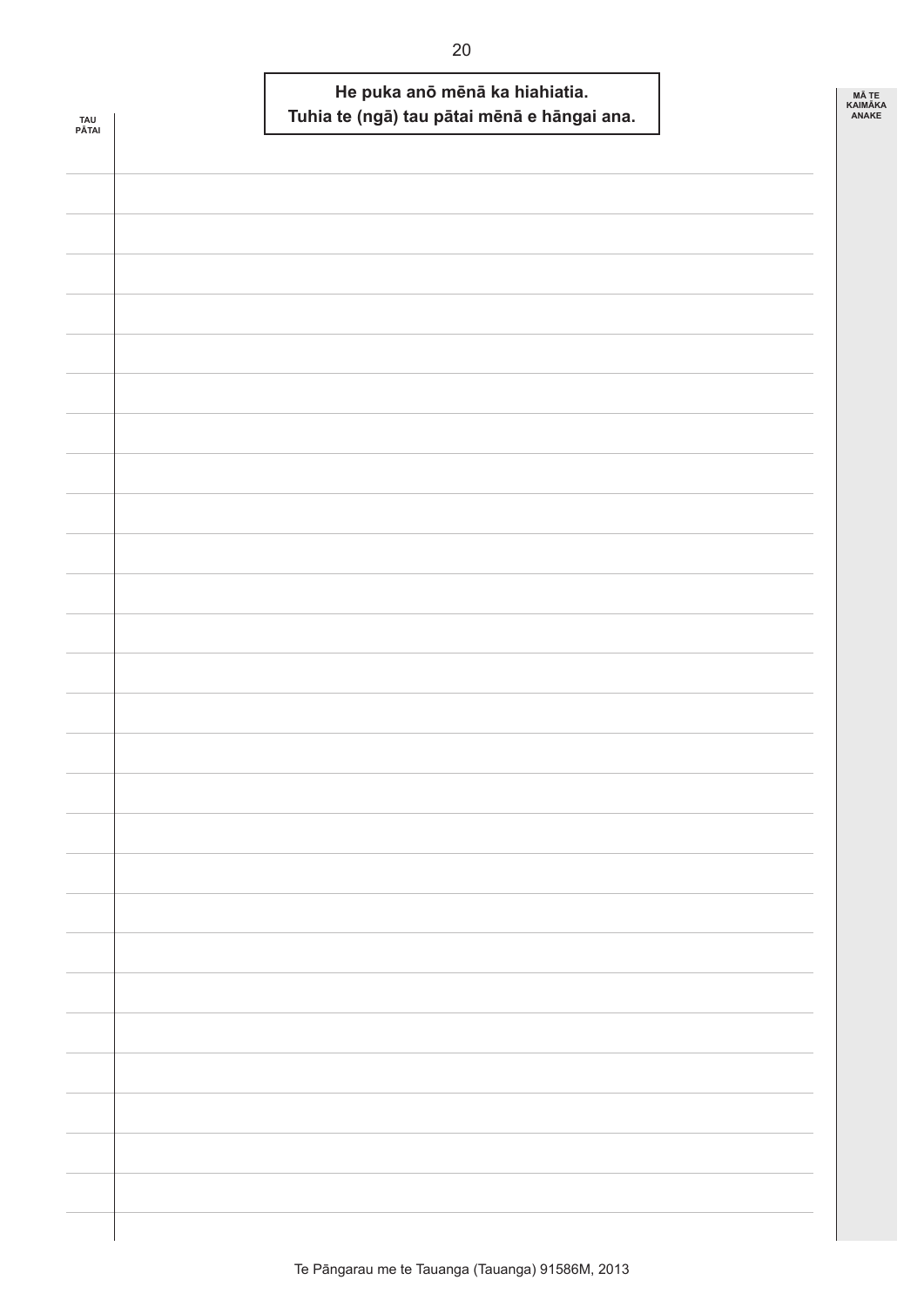**He puka anō mēnā ka hiahiatia.**
**Tuhia te (ngā) tau pātai mēnā e hāngai ana.**

TAU PĀTAI

MĀ TE KAIMĀKA ANAKE

Te Pāngarau me te Tauanga (Tauanga) 91586M, 2013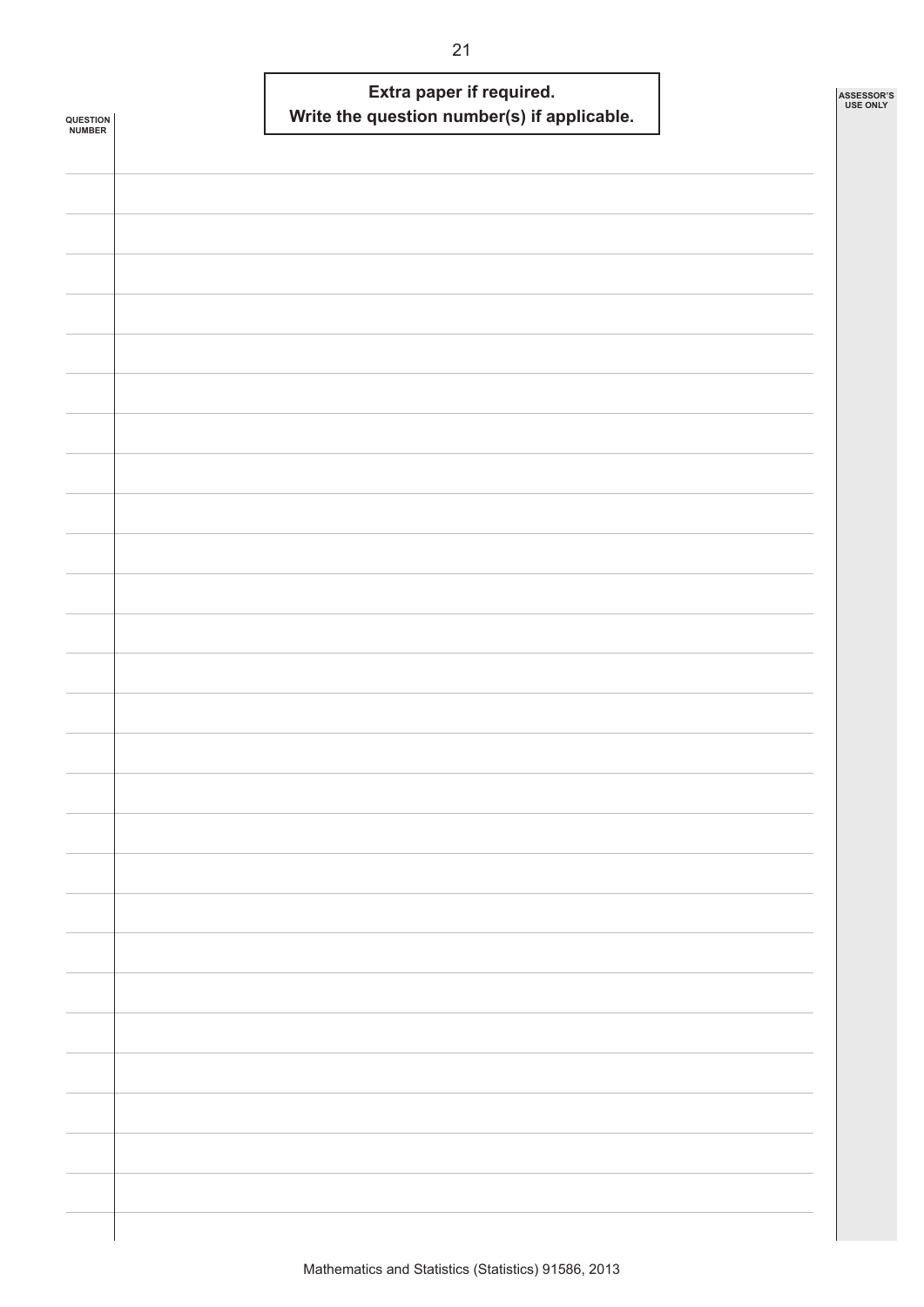**Extra paper if required.**
**Write the question number(s) if applicable.**

QUESTION NUMBER

ASSESSOR'S USE ONLY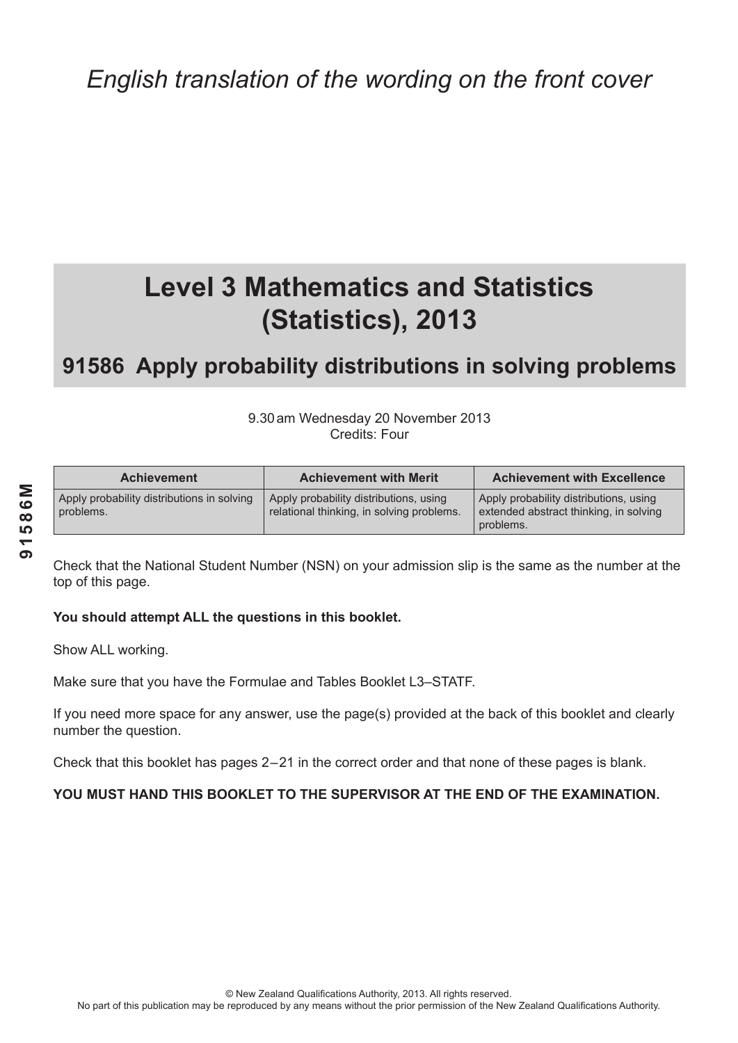*English translation of the wording on the front cover*

# Level 3 Mathematics and Statistics (Statistics), 2013

## 91586 Apply probability distributions in solving problems

9.30 am Wednesday 20 November 2013
Credits: Four

| Achievement | Achievement with Merit | Achievement with Excellence |
|---|---|---|
| Apply probability distributions in solving problems. | Apply probability distributions, using relational thinking, in solving problems. | Apply probability distributions, using extended abstract thinking, in solving problems. |

Check that the National Student Number (NSN) on your admission slip is the same as the number at the top of this page.

**You should attempt ALL the questions in this booklet.**

Show ALL working.

Make sure that you have the Formulae and Tables Booklet L3–STATF.

If you need more space for any answer, use the page(s) provided at the back of this booklet and clearly number the question.

Check that this booklet has pages 2 – 21 in the correct order and that none of these pages is blank.

**YOU MUST HAND THIS BOOKLET TO THE SUPERVISOR AT THE END OF THE EXAMINATION.**

© New Zealand Qualifications Authority, 2013. All rights reserved.
No part of this publication may be reproduced by any means without the prior permission of the New Zealand Qualifications Authority.